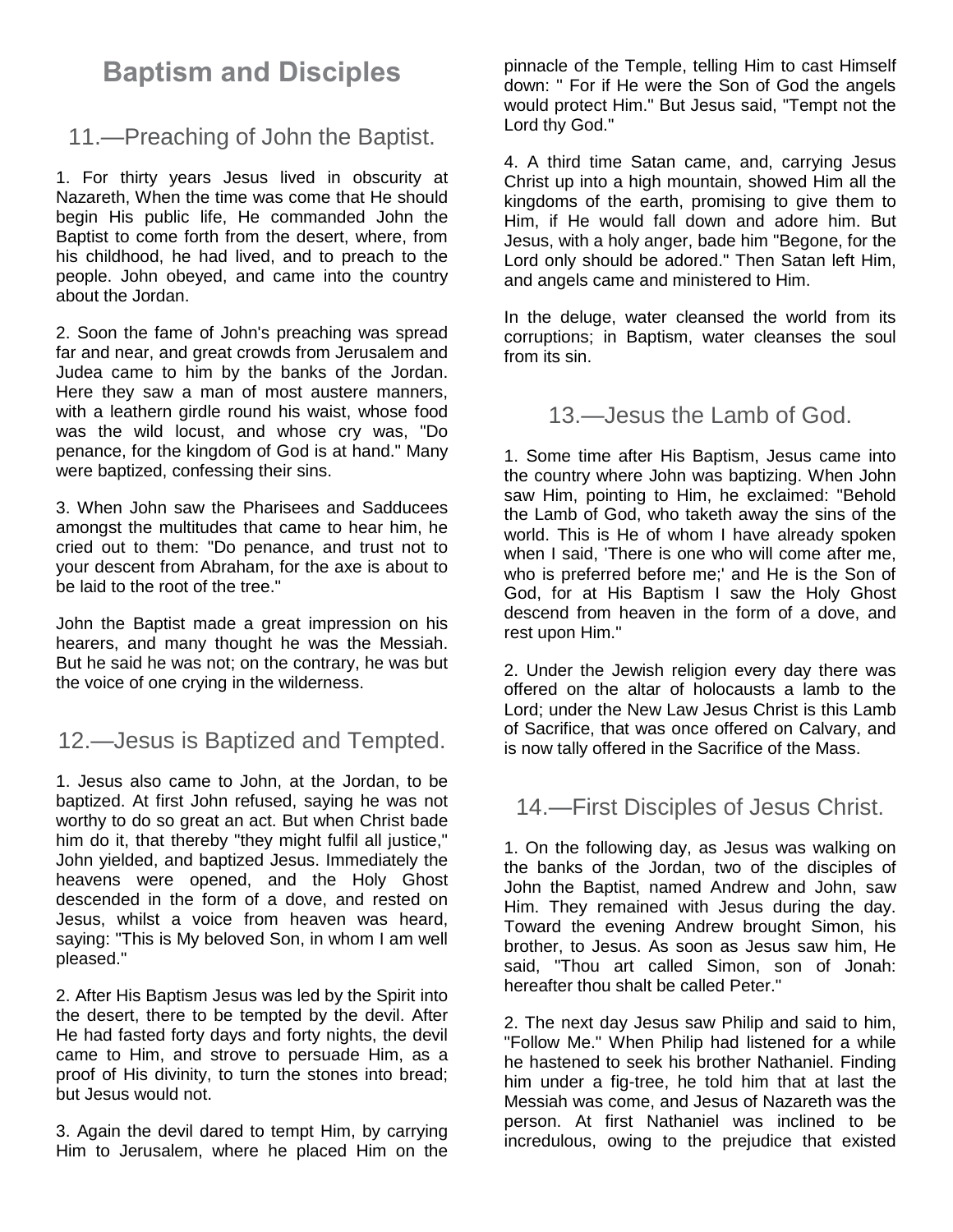# Baptism and Disciples

## 11.—Preaching of John the Baptist.

1. For thirty years Jesus lived in obscurity at Nazareth, When the time was come that He should begin His public life, He commanded John the Baptist to come forth from the desert, where, from his childhood, he had lived, and to preach to the people. John obeyed, and came into the country about the Jordan.

2. Soon the fame of John's preaching was spread far and near, and great crowds from Jerusalem and Judea came to him by the banks of the Jordan. Here they saw a man of most austere manners, with a leathern girdle round his waist, whose food was the wild locust, and whose cry was, "Do penance, for the kingdom of God is at hand." Many were baptized, confessing their sins.

3. When John saw the Pharisees and Sadducees amongst the multitudes that came to hear him, he cried out to them: "Do penance, and trust not to your descent from Abraham, for the axe is about to be laid to the root of the tree."

John the Baptist made a great impression on his hearers, and many thought he was the Messiah. But he said he was not; on the contrary, he was but the voice of one crying in the wilderness.

## 12.—Jesus is Baptized and Tempted.

1. Jesus also came to John, at the Jordan, to be baptized. At first John refused, saying he was not worthy to do so great an act. But when Christ bade him do it, that thereby "they might fulfil all justice," John yielded, and baptized Jesus. Immediately the heavens were opened, and the Holy Ghost descended in the form of a dove, and rested on Jesus, whilst a voice from heaven was heard, saying: "This is My beloved Son, in whom I am well pleased."

2. After His Baptism Jesus was led by the Spirit into the desert, there to be tempted by the devil. After He had fasted forty days and forty nights, the devil came to Him, and strove to persuade Him, as a proof of His divinity, to turn the stones into bread; but Jesus would not.

3. Again the devil dared to tempt Him, by carrying Him to Jerusalem, where he placed Him on the pinnacle of the Temple, telling Him to cast Himself down: " For if He were the Son of God the angels would protect Him." But Jesus said, "Tempt not the Lord thy God."

4. A third time Satan came, and, carrying Jesus Christ up into a high mountain, showed Him all the kingdoms of the earth, promising to give them to Him, if He would fall down and adore him. But Jesus, with a holy anger, bade him "Begone, for the Lord only should be adored." Then Satan left Him, and angels came and ministered to Him.

In the deluge, water cleansed the world from its corruptions; in Baptism, water cleanses the soul from its sin.

## 13.—Jesus the Lamb of God.

1. Some time after His Baptism, Jesus came into the country where John was baptizing. When John saw Him, pointing to Him, he exclaimed: "Behold the Lamb of God, who taketh away the sins of the world. This is He of whom I have already spoken when I said, 'There is one who will come after me, who is preferred before me;' and He is the Son of God, for at His Baptism I saw the Holy Ghost descend from heaven in the form of a dove, and rest upon Him."

2. Under the Jewish religion every day there was offered on the altar of holocausts a lamb to the Lord; under the New Law Jesus Christ is this Lamb of Sacrifice, that was once offered on Calvary, and is now tally offered in the Sacrifice of the Mass.

## 14.—First Disciples of Jesus Christ.

1. On the following day, as Jesus was walking on the banks of the Jordan, two of the disciples of John the Baptist, named Andrew and John, saw Him. They remained with Jesus during the day. Toward the evening Andrew brought Simon, his brother, to Jesus. As soon as Jesus saw him, He said, "Thou art called Simon, son of Jonah: hereafter thou shalt be called Peter."

2. The next day Jesus saw Philip and said to him, "Follow Me." When Philip had listened for a while he hastened to seek his brother Nathaniel. Finding him under a fig-tree, he told him that at last the Messiah was come, and Jesus of Nazareth was the person. At first Nathaniel was inclined to be incredulous, owing to the prejudice that existed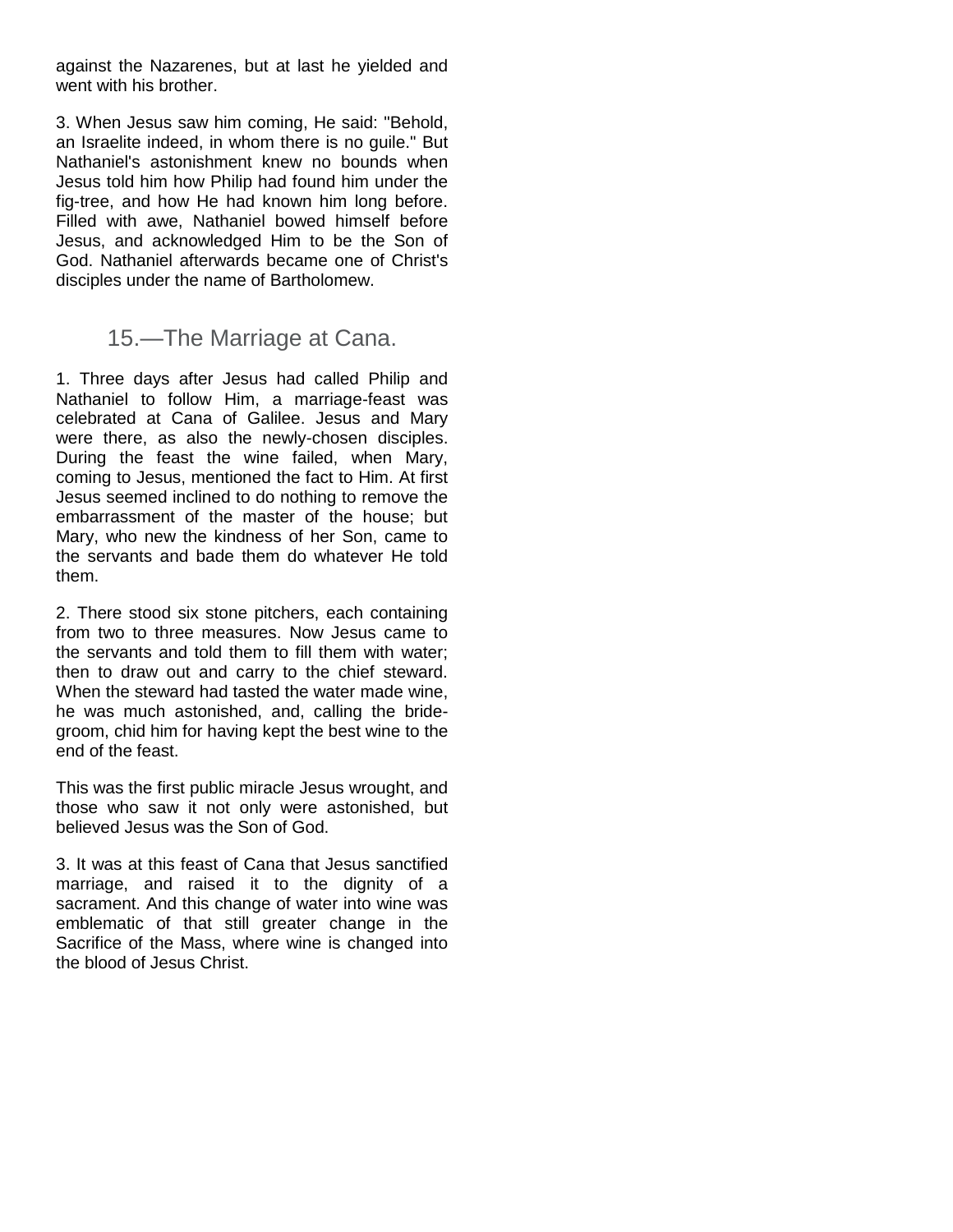against the Nazarenes, but at last he yielded and went with his brother.

3. When Jesus saw him coming, He said: "Behold, an Israelite indeed, in whom there is no guile." But Nathaniel's astonishment knew no bounds when Jesus told him how Philip had found him under the fig-tree, and how He had known him long before. Filled with awe, Nathaniel bowed himself before Jesus, and acknowledged Him to be the Son of God. Nathaniel afterwards became one of Christ's disciples under the name of Bartholomew.

## 15.—The Marriage at Cana.

1. Three days after Jesus had called Philip and Nathaniel to follow Him, a marriage-feast was celebrated at Cana of Galilee. Jesus and Mary were there, as also the newly-chosen disciples. During the feast the wine failed, when Mary, coming to Jesus, mentioned the fact to Him. At first Jesus seemed inclined to do nothing to remove the embarrassment of the master of the house; but Mary, who new the kindness of her Son, came to the servants and bade them do whatever He told them.

2. There stood six stone pitchers, each containing from two to three measures. Now Jesus came to the servants and told them to fill them with water; then to draw out and carry to the chief steward. When the steward had tasted the water made wine, he was much astonished, and, calling the bride-groom, chid him for having kept the best wine to the end of the feast.

This was the first public miracle Jesus wrought, and those who saw it not only were astonished, but believed Jesus was the Son of God.

3. It was at this feast of Cana that Jesus sanctified marriage, and raised it to the dignity of a sacrament. And this change of water into wine was emblematic of that still greater change in the Sacrifice of the Mass, where wine is changed into the blood of Jesus Christ.